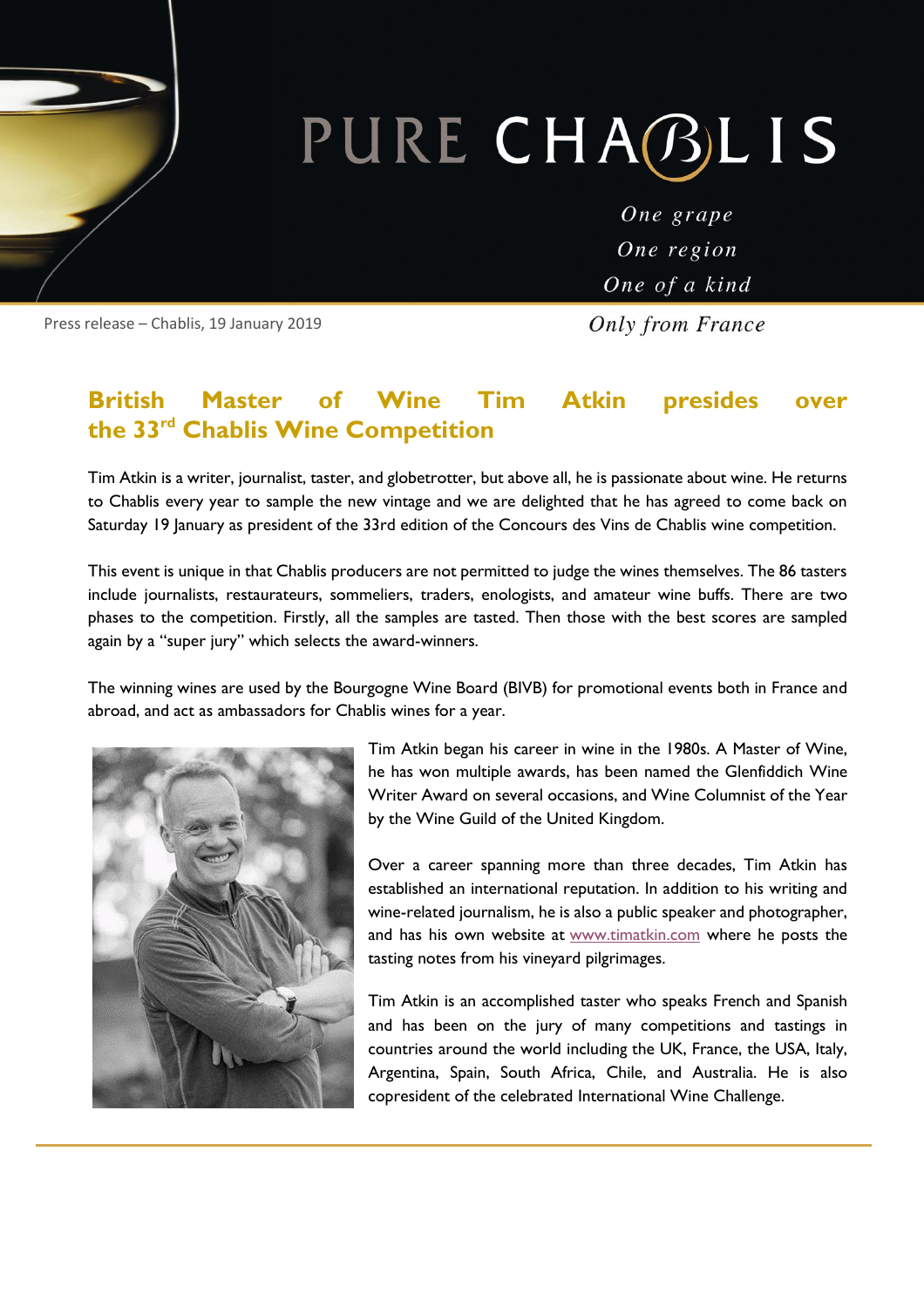PURE CHABLIS

*One grape*
*One region*
*One of a kind*
*Only from France*

Press release – Chablis, 19 January 2019

# British Master of Wine Tim Atkin presides over the 33rd Chablis Wine Competition

Tim Atkin is a writer, journalist, taster, and globetrotter, but above all, he is passionate about wine. He returns to Chablis every year to sample the new vintage and we are delighted that he has agreed to come back on Saturday 19 January as president of the 33rd edition of the Concours des Vins de Chablis wine competition.

This event is unique in that Chablis producers are not permitted to judge the wines themselves. The 86 tasters include journalists, restaurateurs, sommeliers, traders, enologists, and amateur wine buffs. There are two phases to the competition. Firstly, all the samples are tasted. Then those with the best scores are sampled again by a "super jury" which selects the award-winners.

The winning wines are used by the Bourgogne Wine Board (BIVB) for promotional events both in France and abroad, and act as ambassadors for Chablis wines for a year.

Tim Atkin began his career in wine in the 1980s. A Master of Wine, he has won multiple awards, has been named the Glenfiddich Wine Writer Award on several occasions, and Wine Columnist of the Year by the Wine Guild of the United Kingdom.

Over a career spanning more than three decades, Tim Atkin has established an international reputation. In addition to his writing and wine-related journalism, he is also a public speaker and photographer, and has his own website at www.timatkin.com where he posts the tasting notes from his vineyard pilgrimages.

Tim Atkin is an accomplished taster who speaks French and Spanish and has been on the jury of many competitions and tastings in countries around the world including the UK, France, the USA, Italy, Argentina, Spain, South Africa, Chile, and Australia. He is also copresident of the celebrated International Wine Challenge.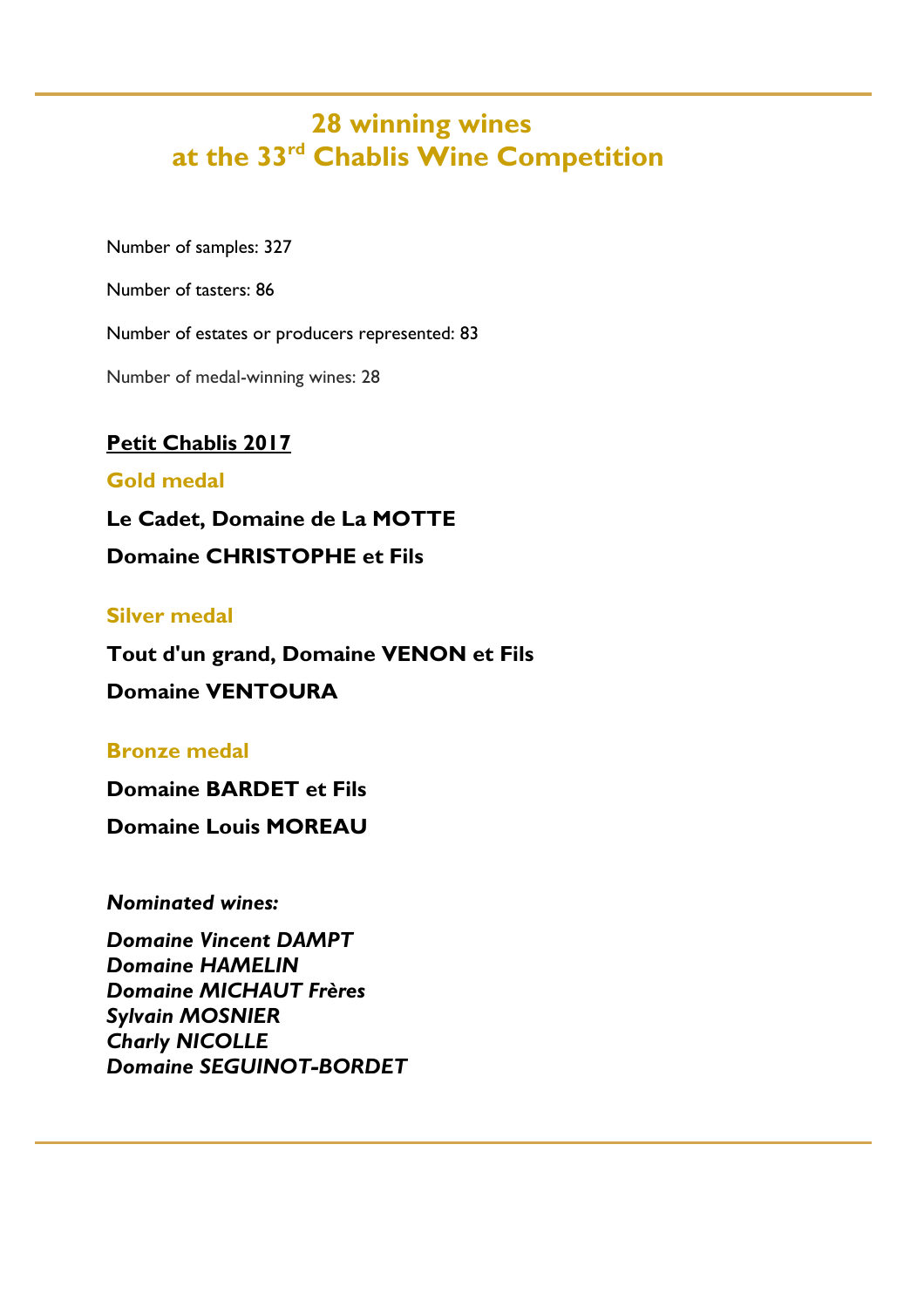# 28 winning wines at the 33rd Chablis Wine Competition

Number of samples: 327

Number of tasters: 86

Number of estates or producers represented: 83

Number of medal-winning wines: 28

## Petit Chablis 2017

### Gold medal

**Le Cadet, Domaine de La MOTTE**

**Domaine CHRISTOPHE et Fils**

### Silver medal

**Tout d'un grand, Domaine VENON et Fils**

**Domaine VENTOURA**

### Bronze medal

**Domaine BARDET et Fils**

**Domaine Louis MOREAU**

***Nominated wines:***

***Domaine Vincent DAMPT***
***Domaine HAMELIN***
***Domaine MICHAUT Frères***
***Sylvain MOSNIER***
***Charly NICOLLE***
***Domaine SEGUINOT-BORDET***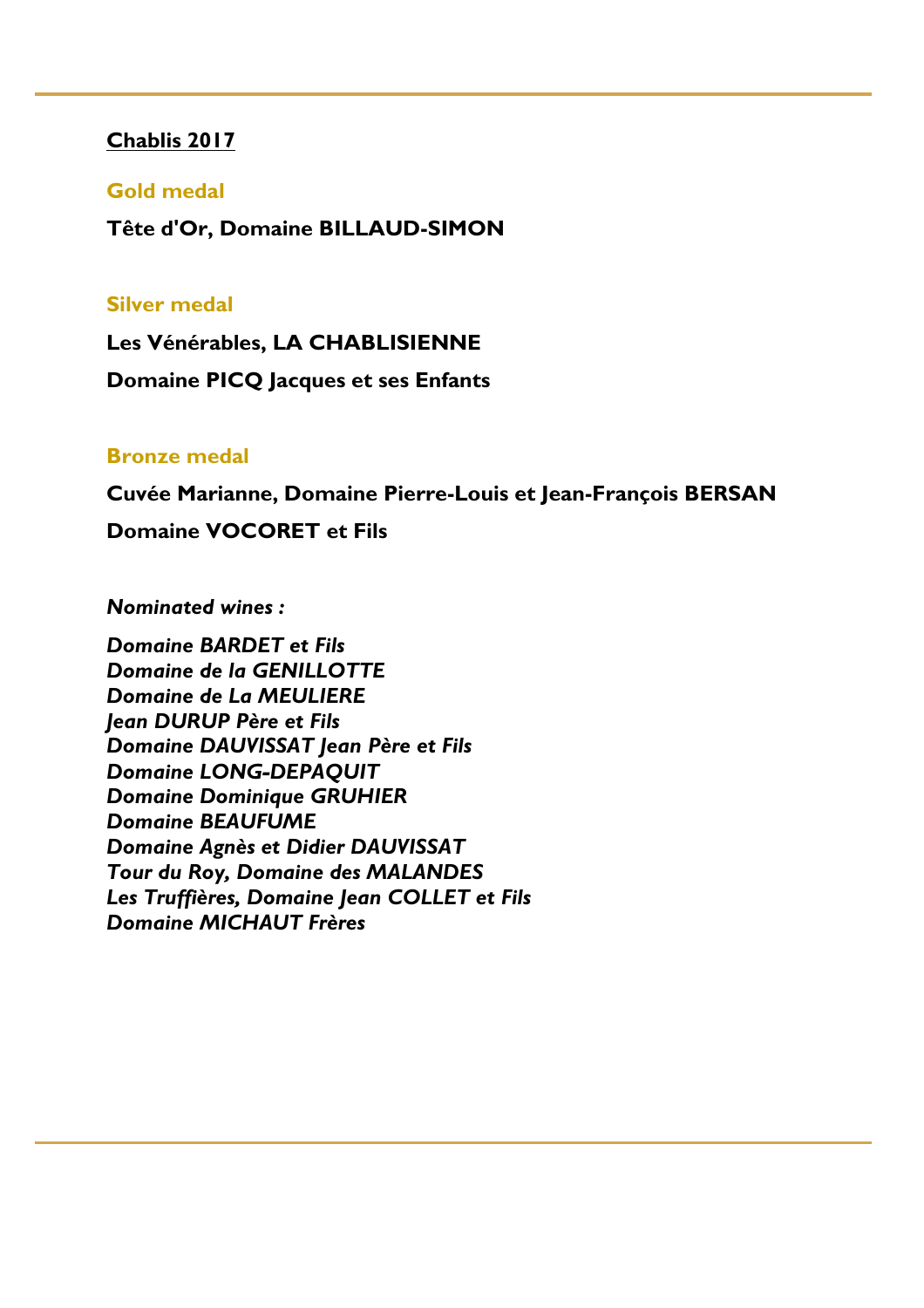## <u>Chablis 2017</u>

### Gold medal

**Tête d'Or, Domaine BILLAUD-SIMON**

### Silver medal

**Les Vénérables, LA CHABLISIENNE**

**Domaine PICQ Jacques et ses Enfants**

### Bronze medal

**Cuvée Marianne, Domaine Pierre-Louis et Jean-François BERSAN**

**Domaine VOCORET et Fils**

***Nominated wines :***

***Domaine BARDET et Fils***
***Domaine de la GENILLOTTE***
***Domaine de La MEULIERE***
***Jean DURUP Père et Fils***
***Domaine DAUVISSAT Jean Père et Fils***
***Domaine LONG-DEPAQUIT***
***Domaine Dominique GRUHIER***
***Domaine BEAUFUME***
***Domaine Agnès et Didier DAUVISSAT***
***Tour du Roy, Domaine des MALANDES***
***Les Truffières, Domaine Jean COLLET et Fils***
***Domaine MICHAUT Frères***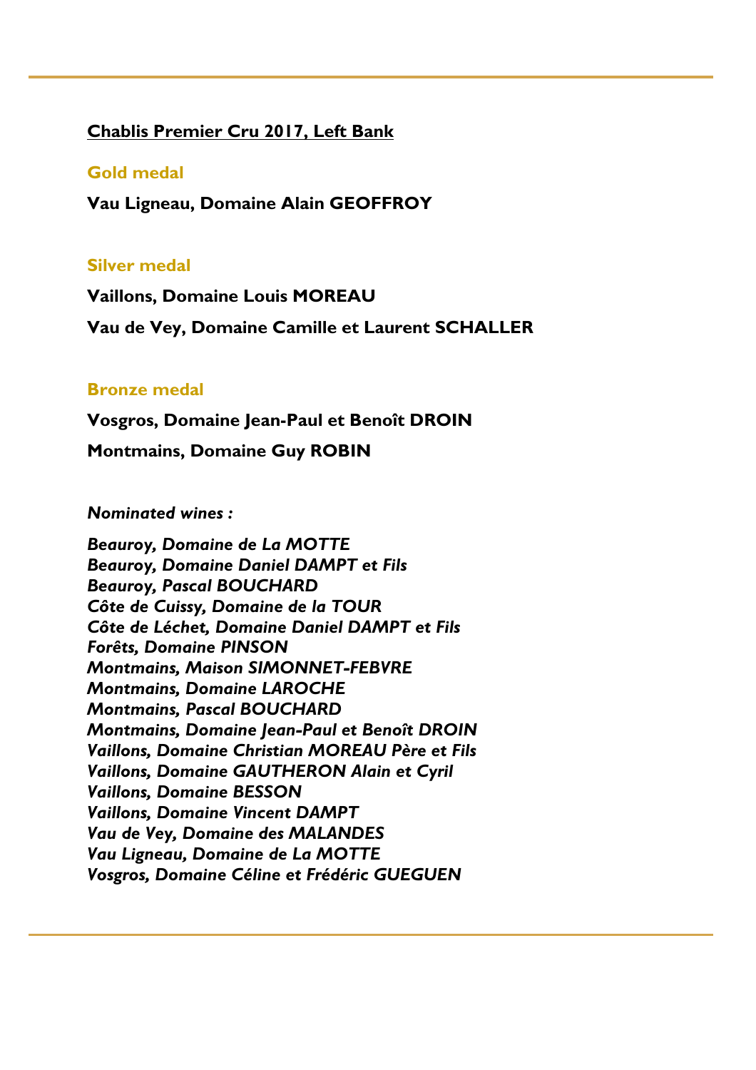**<u>Chablis Premier Cru 2017, Left Bank</u>**

**Gold medal**

**Vau Ligneau, Domaine Alain GEOFFROY**

**Silver medal**

**Vaillons, Domaine Louis MOREAU**

**Vau de Vey, Domaine Camille et Laurent SCHALLER**

**Bronze medal**

**Vosgros, Domaine Jean-Paul et Benoît DROIN**

**Montmains, Domaine Guy ROBIN**

***Nominated wines :***

***Beauroy, Domaine de La MOTTE***
***Beauroy, Domaine Daniel DAMPT et Fils***
***Beauroy, Pascal BOUCHARD***
***Côte de Cuissy, Domaine de la TOUR***
***Côte de Léchet, Domaine Daniel DAMPT et Fils***
***Forêts, Domaine PINSON***
***Montmains, Maison SIMONNET-FEBVRE***
***Montmains, Domaine LAROCHE***
***Montmains, Pascal BOUCHARD***
***Montmains, Domaine Jean-Paul et Benoît DROIN***
***Vaillons, Domaine Christian MOREAU Père et Fils***
***Vaillons, Domaine GAUTHERON Alain et Cyril***
***Vaillons, Domaine BESSON***
***Vaillons, Domaine Vincent DAMPT***
***Vau de Vey, Domaine des MALANDES***
***Vau Ligneau, Domaine de La MOTTE***
***Vosgros, Domaine Céline et Frédéric GUEGUEN***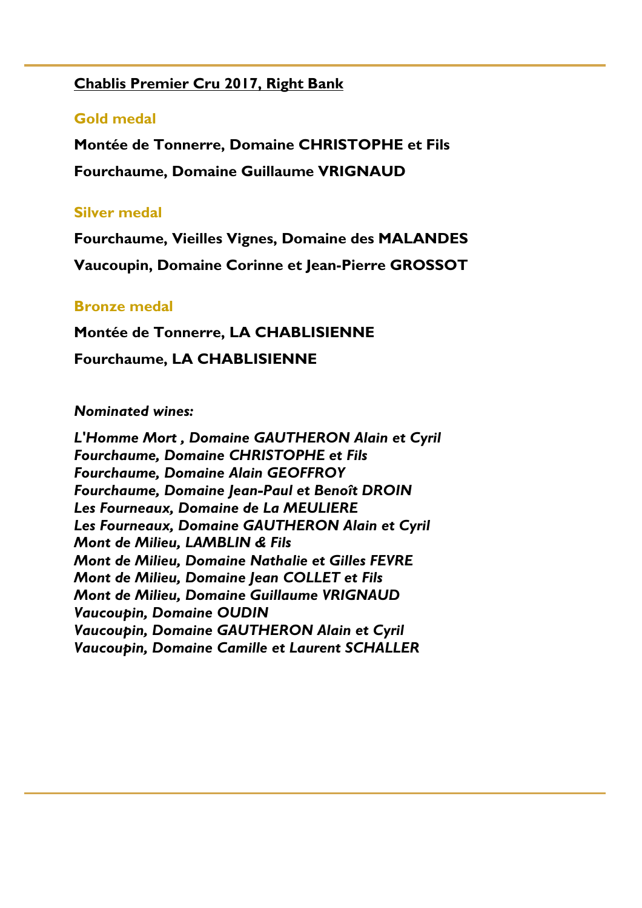**<u>Chablis Premier Cru 2017, Right Bank</u>**

### Gold medal

**Montée de Tonnerre, Domaine CHRISTOPHE et Fils**

**Fourchaume, Domaine Guillaume VRIGNAUD**

### Silver medal

**Fourchaume, Vieilles Vignes, Domaine des MALANDES**

**Vaucoupin, Domaine Corinne et Jean-Pierre GROSSOT**

### Bronze medal

**Montée de Tonnerre, LA CHABLISIENNE**

**Fourchaume, LA CHABLISIENNE**

***Nominated wines:***

***L'Homme Mort , Domaine GAUTHERON Alain et Cyril***
***Fourchaume, Domaine CHRISTOPHE et Fils***
***Fourchaume, Domaine Alain GEOFFROY***
***Fourchaume, Domaine Jean-Paul et Benoît DROIN***
***Les Fourneaux, Domaine de La MEULIERE***
***Les Fourneaux, Domaine GAUTHERON Alain et Cyril***
***Mont de Milieu, LAMBLIN & Fils***
***Mont de Milieu, Domaine Nathalie et Gilles FEVRE***
***Mont de Milieu, Domaine Jean COLLET et Fils***
***Mont de Milieu, Domaine Guillaume VRIGNAUD***
***Vaucoupin, Domaine OUDIN***
***Vaucoupin, Domaine GAUTHERON Alain et Cyril***
***Vaucoupin, Domaine Camille et Laurent SCHALLER***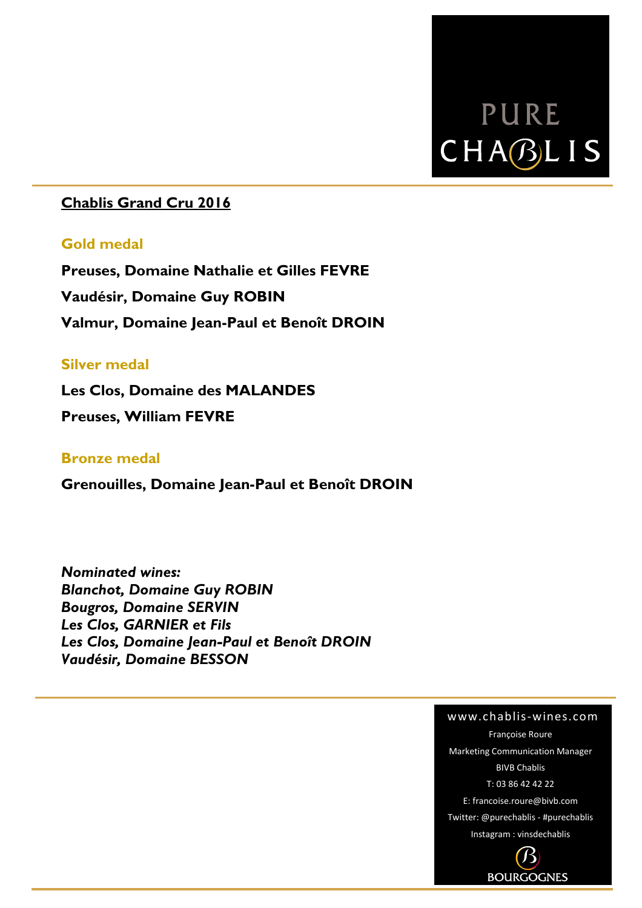PURE CHABLIS

**Chablis Grand Cru 2016**

**Gold medal**

**Preuses, Domaine Nathalie et Gilles FEVRE**

**Vaudésir, Domaine Guy ROBIN**

**Valmur, Domaine Jean-Paul et Benoît DROIN**

**Silver medal**

**Les Clos, Domaine des MALANDES**

**Preuses, William FEVRE**

**Bronze medal**

**Grenouilles, Domaine Jean-Paul et Benoît DROIN**

***Nominated wines:***
***Blanchot, Domaine Guy ROBIN***
***Bougros, Domaine SERVIN***
***Les Clos, GARNIER et Fils***
***Les Clos, Domaine Jean-Paul et Benoît DROIN***
***Vaudésir, Domaine BESSON***

www.chablis-wines.com

Françoise Roure

Marketing Communication Manager

BIVB Chablis

T: 03 86 42 42 22

E: francoise.roure@bivb.com

Twitter: @purechablis - #purechablis

Instagram : vinsdechablis

BOURGOGNES